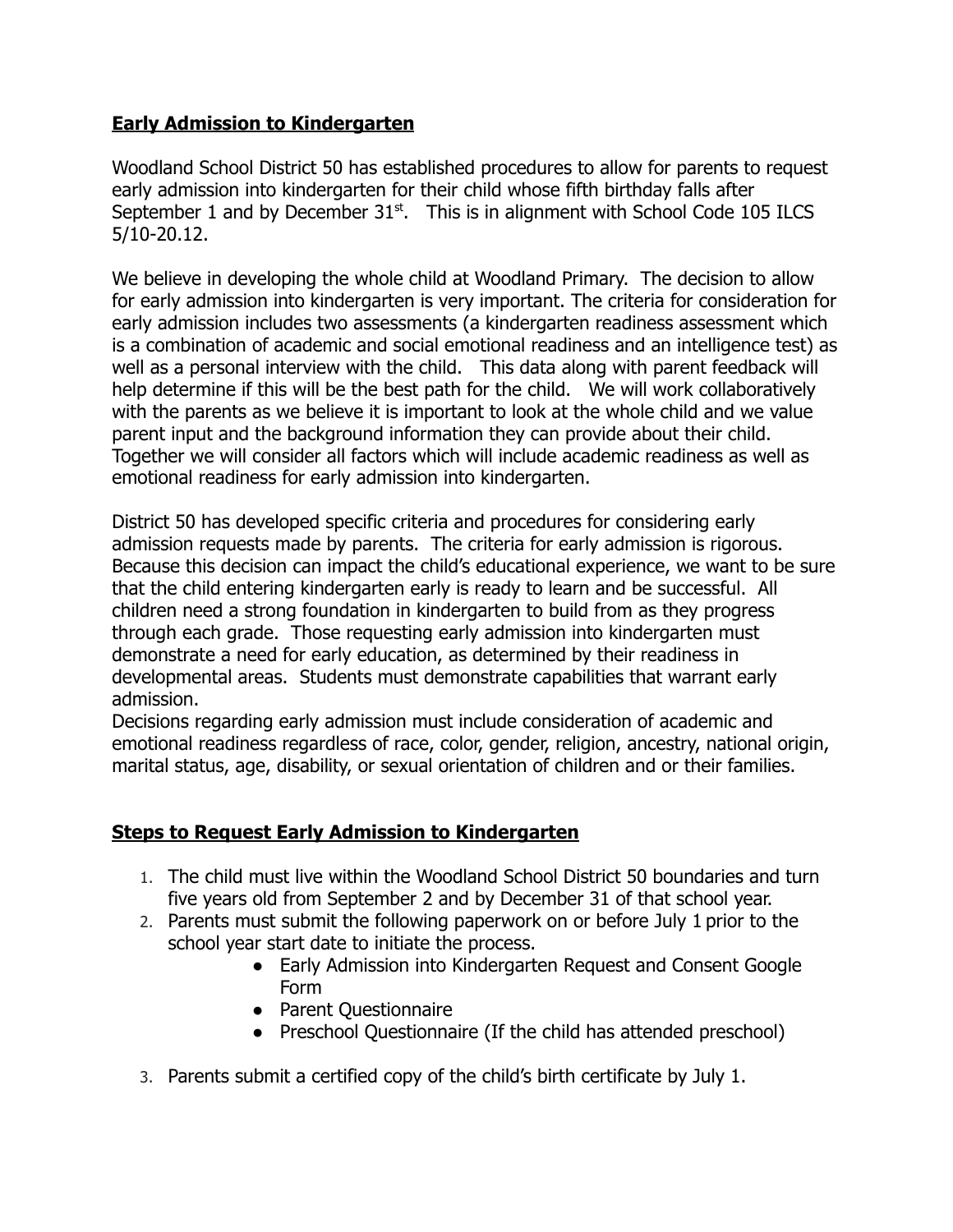## **Early Admission to Kindergarten**

Woodland School District 50 has established procedures to allow for parents to request early admission into kindergarten for their child whose fifth birthday falls after September 1 and by December 31st. This is in alignment with School Code 105 ILCS 5/10-20.12.

We believe in developing the whole child at Woodland Primary. The decision to allow for early admission into kindergarten is very important. The criteria for consideration for early admission includes two assessments (a kindergarten readiness assessment which is a combination of academic and social emotional readiness and an intelligence test) as well as a personal interview with the child. This data along with parent feedback will help determine if this will be the best path for the child. We will work collaboratively with the parents as we believe it is important to look at the whole child and we value parent input and the background information they can provide about their child. Together we will consider all factors which will include academic readiness as well as emotional readiness for early admission into kindergarten.

District 50 has developed specific criteria and procedures for considering early admission requests made by parents. The criteria for early admission is rigorous. Because this decision can impact the child's educational experience, we want to be sure that the child entering kindergarten early is ready to learn and be successful. All children need a strong foundation in kindergarten to build from as they progress through each grade. Those requesting early admission into kindergarten must demonstrate a need for early education, as determined by their readiness in developmental areas. Students must demonstrate capabilities that warrant early admission.
Decisions regarding early admission must include consideration of academic and emotional readiness regardless of race, color, gender, religion, ancestry, national origin, marital status, age, disability, or sexual orientation of children and or their families.

## **Steps to Request Early Admission to Kindergarten**

1. The child must live within the Woodland School District 50 boundaries and turn five years old from September 2 and by December 31 of that school year.
2. Parents must submit the following paperwork on or before July 1 prior to the school year start date to initiate the process.
    - Early Admission into Kindergarten Request and Consent Google Form
    - Parent Questionnaire
    - Preschool Questionnaire (If the child has attended preschool)
3. Parents submit a certified copy of the child's birth certificate by July 1.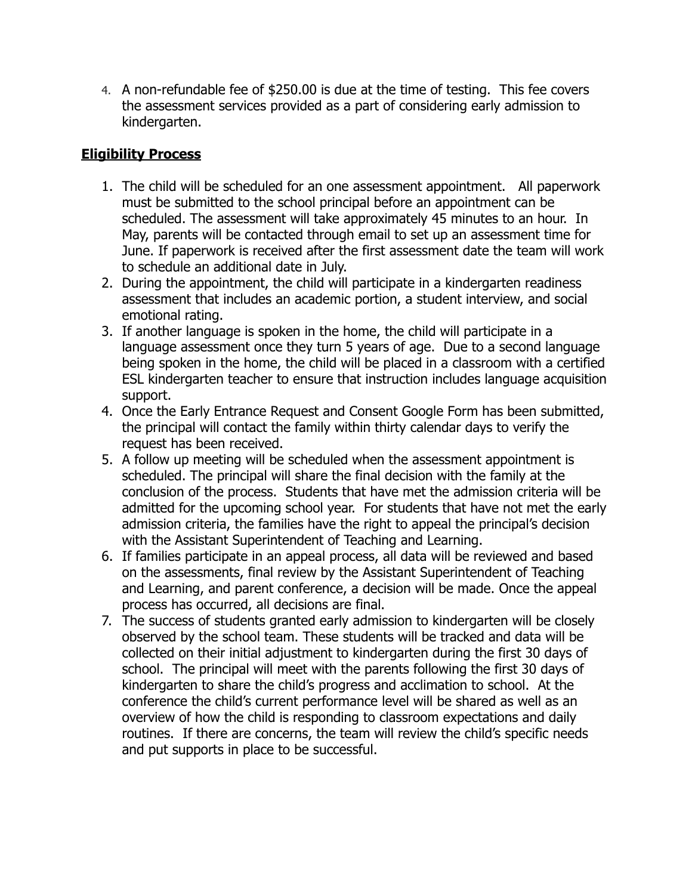4. A non-refundable fee of $250.00 is due at the time of testing. This fee covers the assessment services provided as a part of considering early admission to kindergarten.

## **Eligibility Process**

1. The child will be scheduled for an one assessment appointment. All paperwork must be submitted to the school principal before an appointment can be scheduled. The assessment will take approximately 45 minutes to an hour. In May, parents will be contacted through email to set up an assessment time for June. If paperwork is received after the first assessment date the team will work to schedule an additional date in July.
2. During the appointment, the child will participate in a kindergarten readiness assessment that includes an academic portion, a student interview, and social emotional rating.
3. If another language is spoken in the home, the child will participate in a language assessment once they turn 5 years of age. Due to a second language being spoken in the home, the child will be placed in a classroom with a certified ESL kindergarten teacher to ensure that instruction includes language acquisition support.
4. Once the Early Entrance Request and Consent Google Form has been submitted, the principal will contact the family within thirty calendar days to verify the request has been received.
5. A follow up meeting will be scheduled when the assessment appointment is scheduled. The principal will share the final decision with the family at the conclusion of the process. Students that have met the admission criteria will be admitted for the upcoming school year. For students that have not met the early admission criteria, the families have the right to appeal the principal's decision with the Assistant Superintendent of Teaching and Learning.
6. If families participate in an appeal process, all data will be reviewed and based on the assessments, final review by the Assistant Superintendent of Teaching and Learning, and parent conference, a decision will be made. Once the appeal process has occurred, all decisions are final.
7. The success of students granted early admission to kindergarten will be closely observed by the school team. These students will be tracked and data will be collected on their initial adjustment to kindergarten during the first 30 days of school. The principal will meet with the parents following the first 30 days of kindergarten to share the child's progress and acclimation to school. At the conference the child's current performance level will be shared as well as an overview of how the child is responding to classroom expectations and daily routines. If there are concerns, the team will review the child's specific needs and put supports in place to be successful.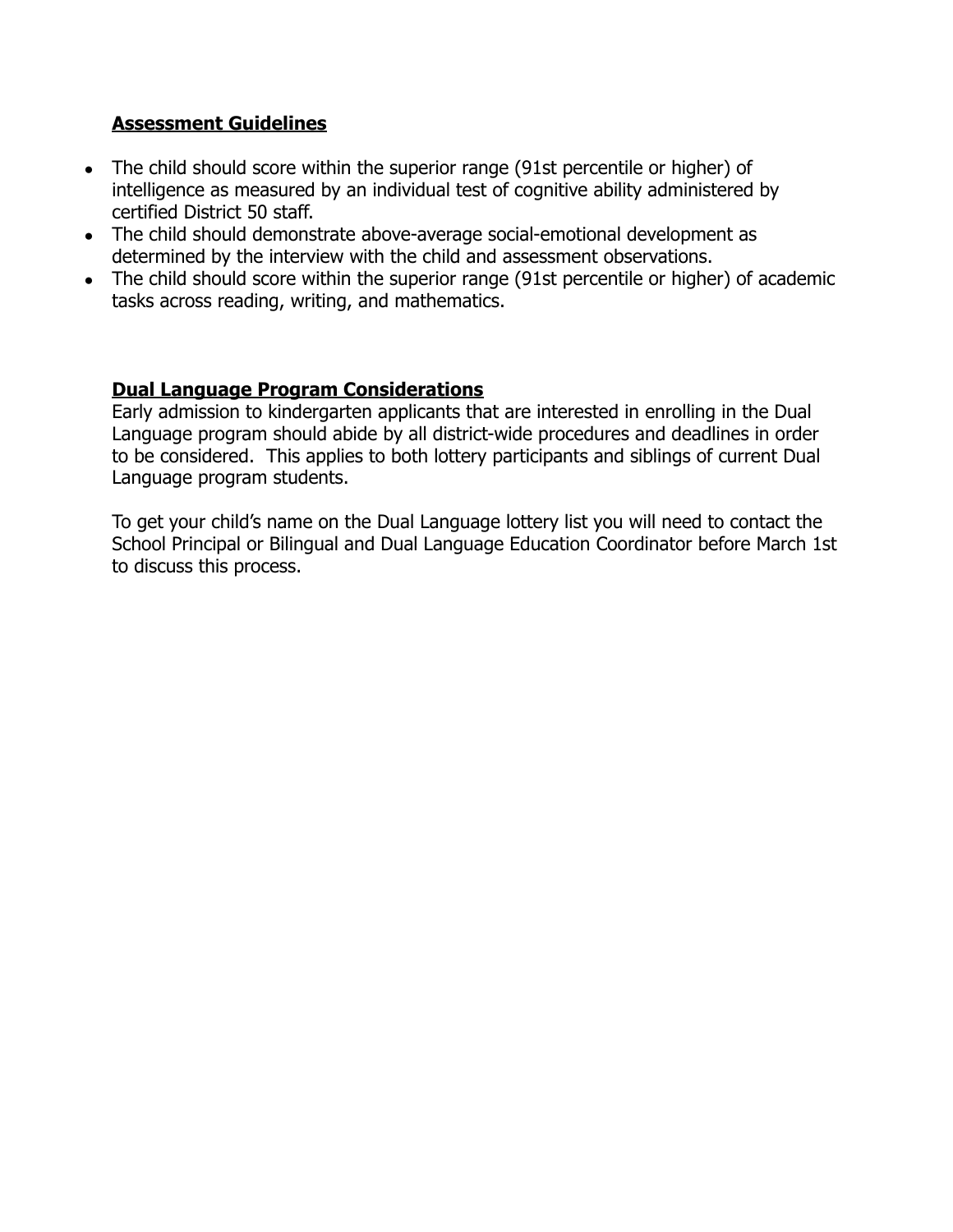## Assessment Guidelines

- The child should score within the superior range (91st percentile or higher) of intelligence as measured by an individual test of cognitive ability administered by certified District 50 staff.
- The child should demonstrate above-average social-emotional development as determined by the interview with the child and assessment observations.
- The child should score within the superior range (91st percentile or higher) of academic tasks across reading, writing, and mathematics.

## Dual Language Program Considerations

Early admission to kindergarten applicants that are interested in enrolling in the Dual Language program should abide by all district-wide procedures and deadlines in order to be considered. This applies to both lottery participants and siblings of current Dual Language program students.

To get your child's name on the Dual Language lottery list you will need to contact the School Principal or Bilingual and Dual Language Education Coordinator before March 1st to discuss this process.